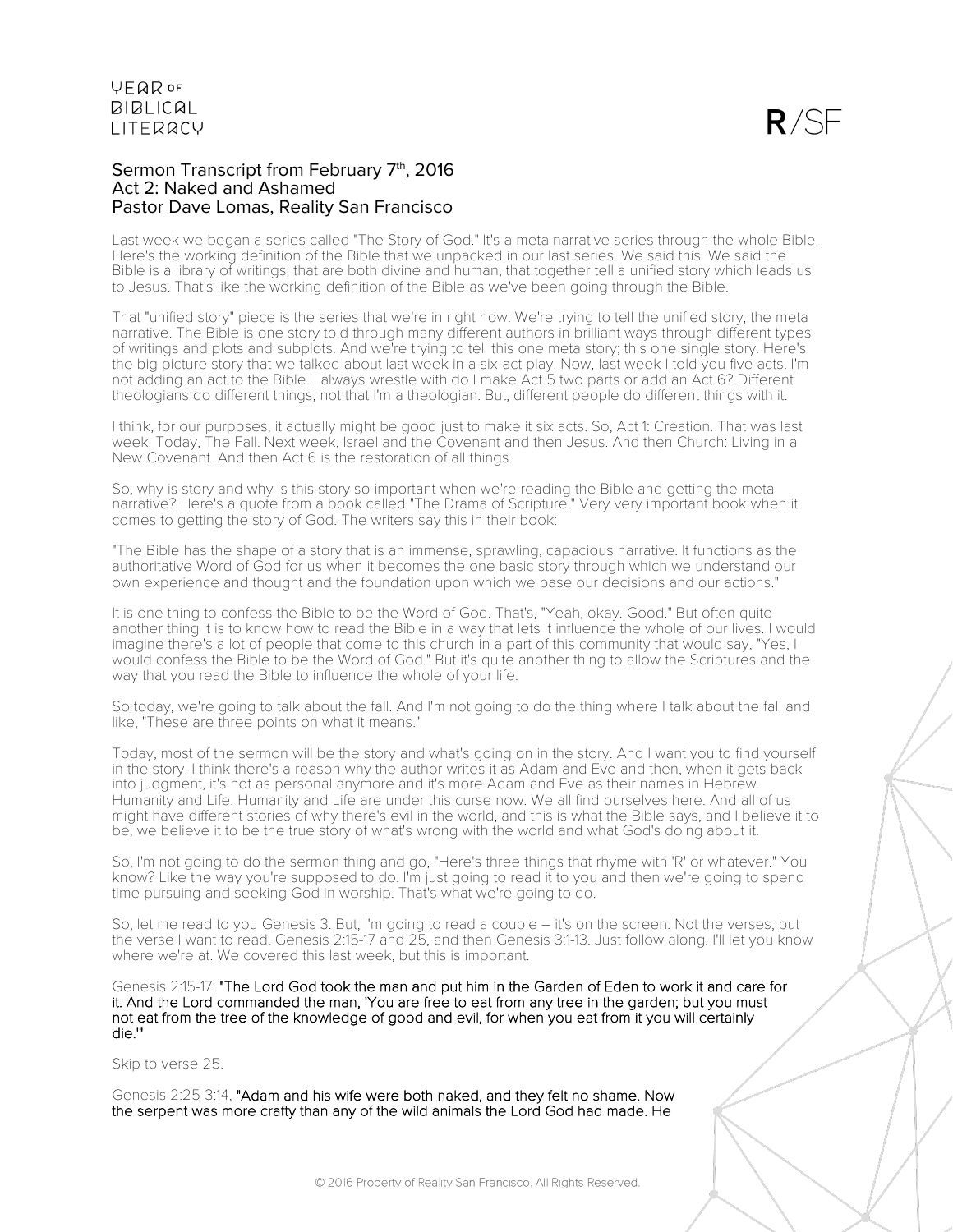# Sermon Transcript from February 7th, 2016
## Act 2: Naked and Ashamed
### Pastor Dave Lomas, Reality San Francisco

Last week we began a series called "The Story of God." It's a meta narrative series through the whole Bible. Here's the working definition of the Bible that we unpacked in our last series. We said this. We said the Bible is a library of writings, that are both divine and human, that together tell a unified story which leads us to Jesus. That's like the working definition of the Bible as we've been going through the Bible.

That "unified story" piece is the series that we're in right now. We're trying to tell the unified story, the meta narrative. The Bible is one story told through many different authors in brilliant ways through different types of writings and plots and subplots. And we're trying to tell this one meta story; this one single story. Here's the big picture story that we talked about last week in a six-act play. Now, last week I told you five acts. I'm not adding an act to the Bible. I always wrestle with do I make Act 5 two parts or add an Act 6? Different theologians do different things, not that I'm a theologian. But, different people do different things with it.

I think, for our purposes, it actually might be good just to make it six acts. So, Act 1: Creation. That was last week. Today, The Fall. Next week, Israel and the Covenant and then Jesus. And then Church: Living in a New Covenant. And then Act 6 is the restoration of all things.

So, why is story and why is this story so important when we're reading the Bible and getting the meta narrative? Here's a quote from a book called "The Drama of Scripture." Very very important book when it comes to getting the story of God. The writers say this in their book:

"The Bible has the shape of a story that is an immense, sprawling, capacious narrative. It functions as the authoritative Word of God for us when it becomes the one basic story through which we understand our own experience and thought and the foundation upon which we base our decisions and our actions."

It is one thing to confess the Bible to be the Word of God. That's, "Yeah, okay. Good." But often quite another thing it is to know how to read the Bible in a way that lets it influence the whole of our lives. I would imagine there's a lot of people that come to this church in a part of this community that would say, "Yes, I would confess the Bible to be the Word of God." But it's quite another thing to allow the Scriptures and the way that you read the Bible to influence the whole of your life.

So today, we're going to talk about the fall. And I'm not going to do the thing where I talk about the fall and like, "These are three points on what it means."

Today, most of the sermon will be the story and what's going on in the story. And I want you to find yourself in the story. I think there's a reason why the author writes it as Adam and Eve and then, when it gets back into judgment, it's not as personal anymore and it's more Adam and Eve as their names in Hebrew. Humanity and Life. Humanity and Life are under this curse now. We all find ourselves here. And all of us might have different stories of why there's evil in the world, and this is what the Bible says, and I believe it to be, we believe it to be the true story of what's wrong with the world and what God's doing about it.

So, I'm not going to do the sermon thing and go, "Here's three things that rhyme with 'R' or whatever." You know? Like the way you're supposed to do. I'm just going to read it to you and then we're going to spend time pursuing and seeking God in worship. That's what we're going to do.

So, let me read to you Genesis 3. But, I'm going to read a couple – it's on the screen. Not the verses, but the verse I want to read. Genesis 2:15-17 and 25, and then Genesis 3:1-13. Just follow along. I'll let you know where we're at. We covered this last week, but this is important.

Genesis 2:15-17: **"The Lord God took the man and put him in the Garden of Eden to work it and care for it. And the Lord commanded the man, 'You are free to eat from any tree in the garden; but you must not eat from the tree of the knowledge of good and evil, for when you eat from it you will certainly die.'"**

Skip to verse 25.

Genesis 2:25-3:14, **"Adam and his wife were both naked, and they felt no shame. Now the serpent was more crafty than any of the wild animals the Lord God had made. He**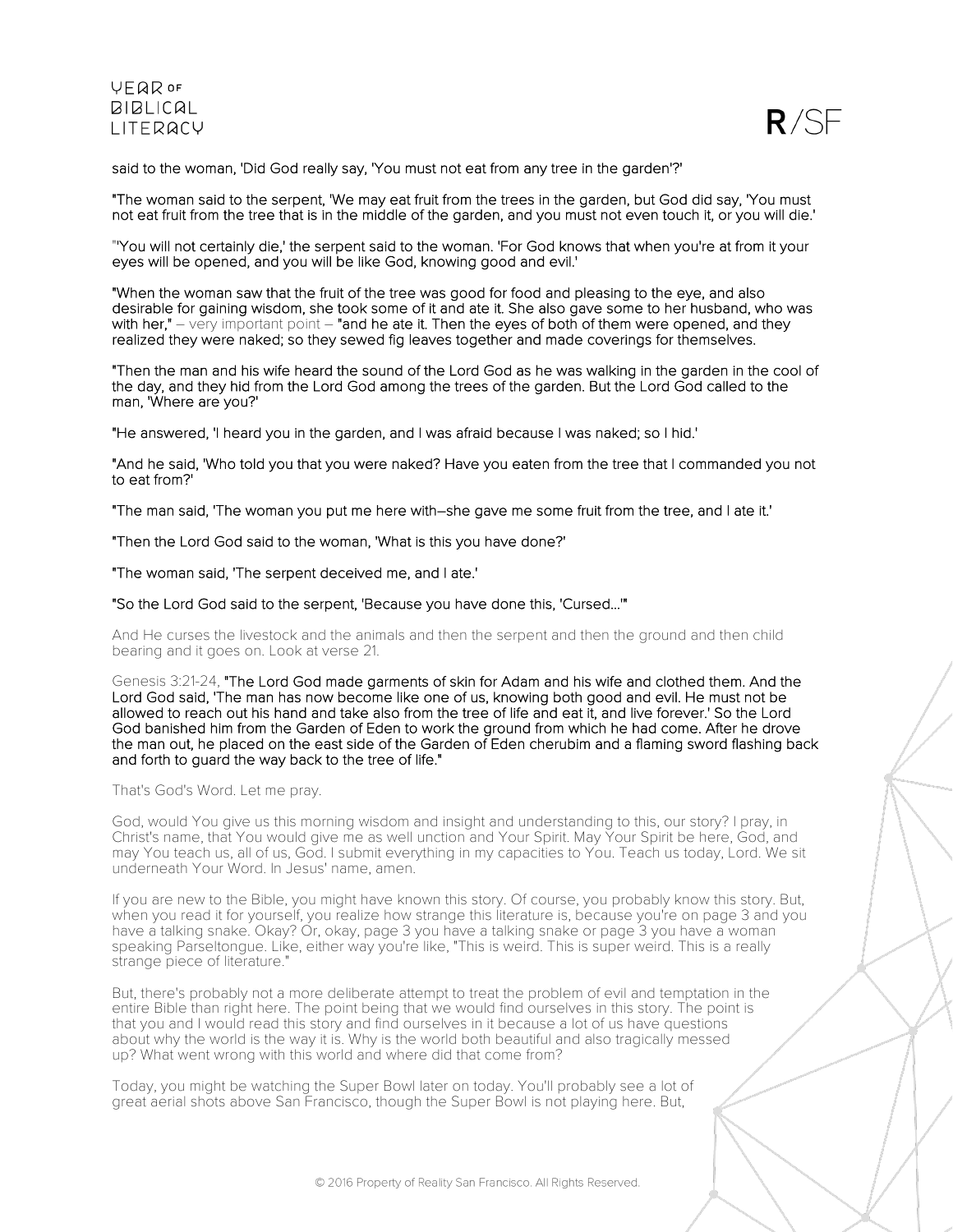said to the woman, 'Did God really say, 'You must not eat from any tree in the garden'?'

"The woman said to the serpent, 'We may eat fruit from the trees in the garden, but God did say, 'You must not eat fruit from the tree that is in the middle of the garden, and you must not even touch it, or you will die.'

"'You will not certainly die,' the serpent said to the woman. 'For God knows that when you're at from it your eyes will be opened, and you will be like God, knowing good and evil.'

"When the woman saw that the fruit of the tree was good for food and pleasing to the eye, and also desirable for gaining wisdom, she took some of it and ate it. She also gave some to her husband, who was with her," – very important point – "and he ate it. Then the eyes of both of them were opened, and they realized they were naked; so they sewed fig leaves together and made coverings for themselves.

"Then the man and his wife heard the sound of the Lord God as he was walking in the garden in the cool of the day, and they hid from the Lord God among the trees of the garden. But the Lord God called to the man, 'Where are you?'

"He answered, 'I heard you in the garden, and I was afraid because I was naked; so I hid.'

"And he said, 'Who told you that you were naked? Have you eaten from the tree that I commanded you not to eat from?'

"The man said, 'The woman you put me here with–she gave me some fruit from the tree, and I ate it.'

"Then the Lord God said to the woman, 'What is this you have done?'

"The woman said, 'The serpent deceived me, and I ate.'

"So the Lord God said to the serpent, 'Because you have done this, 'Cursed...'"

And He curses the livestock and the animals and then the serpent and then the ground and then child bearing and it goes on. Look at verse 21.

Genesis 3:21-24, "The Lord God made garments of skin for Adam and his wife and clothed them. And the Lord God said, 'The man has now become like one of us, knowing both good and evil. He must not be allowed to reach out his hand and take also from the tree of life and eat it, and live forever.' So the Lord God banished him from the Garden of Eden to work the ground from which he had come. After he drove the man out, he placed on the east side of the Garden of Eden cherubim and a flaming sword flashing back and forth to guard the way back to the tree of life."

That's God's Word. Let me pray.

God, would You give us this morning wisdom and insight and understanding to this, our story? I pray, in Christ's name, that You would give me as well unction and Your Spirit. May Your Spirit be here, God, and may You teach us, all of us, God. I submit everything in my capacities to You. Teach us today, Lord. We sit underneath Your Word. In Jesus' name, amen.

If you are new to the Bible, you might have known this story. Of course, you probably know this story. But, when you read it for yourself, you realize how strange this literature is, because you're on page 3 and you have a talking snake. Okay? Or, okay, page 3 you have a talking snake or page 3 you have a woman speaking Parseltongue. Like, either way you're like, "This is weird. This is super weird. This is a really strange piece of literature."

But, there's probably not a more deliberate attempt to treat the problem of evil and temptation in the entire Bible than right here. The point being that we would find ourselves in this story. The point is that you and I would read this story and find ourselves in it because a lot of us have questions about why the world is the way it is. Why is the world both beautiful and also tragically messed up? What went wrong with this world and where did that come from?

Today, you might be watching the Super Bowl later on today. You'll probably see a lot of great aerial shots above San Francisco, though the Super Bowl is not playing here. But,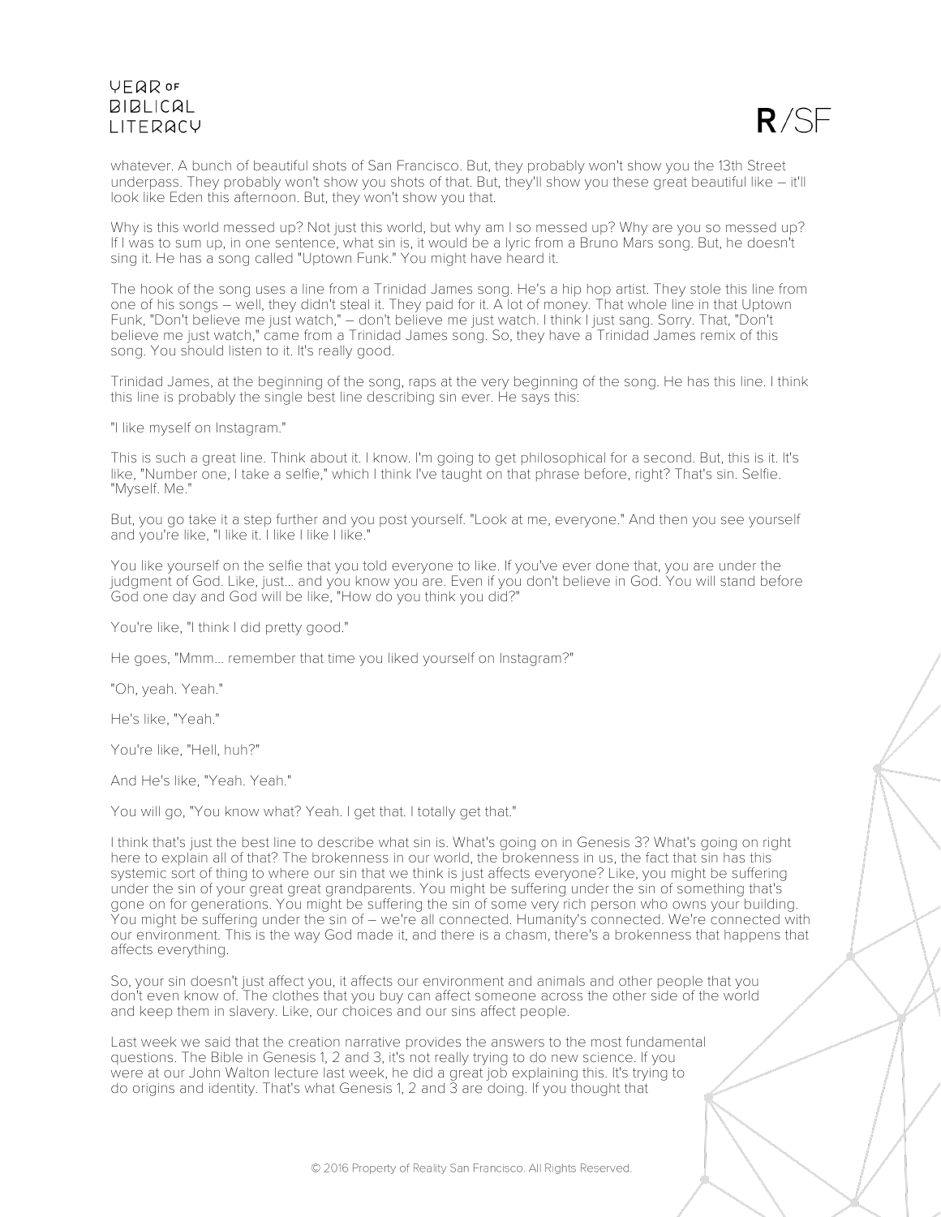whatever. A bunch of beautiful shots of San Francisco. But, they probably won't show you the 13th Street underpass. They probably won't show you shots of that. But, they'll show you these great beautiful like – it'll look like Eden this afternoon. But, they won't show you that.

Why is this world messed up? Not just this world, but why am I so messed up? Why are you so messed up? If I was to sum up, in one sentence, what sin is, it would be a lyric from a Bruno Mars song. But, he doesn't sing it. He has a song called "Uptown Funk." You might have heard it.

The hook of the song uses a line from a Trinidad James song. He's a hip hop artist. They stole this line from one of his songs – well, they didn't steal it. They paid for it. A lot of money. That whole line in that Uptown Funk, "Don't believe me just watch," – don't believe me just watch. I think I just sang. Sorry. That, "Don't believe me just watch," came from a Trinidad James song. So, they have a Trinidad James remix of this song. You should listen to it. It's really good.

Trinidad James, at the beginning of the song, raps at the very beginning of the song. He has this line. I think this line is probably the single best line describing sin ever. He says this:

"I like myself on Instagram."

This is such a great line. Think about it. I know. I'm going to get philosophical for a second. But, this is it. It's like, "Number one, I take a selfie," which I think I've taught on that phrase before, right? That's sin. Selfie. "Myself. Me."

But, you go take it a step further and you post yourself. "Look at me, everyone." And then you see yourself and you're like, "I like it. I like I like I like."

You like yourself on the selfie that you told everyone to like. If you've ever done that, you are under the judgment of God. Like, just... and you know you are. Even if you don't believe in God. You will stand before God one day and God will be like, "How do you think you did?"

You're like, "I think I did pretty good."

He goes, "Mmm... remember that time you liked yourself on Instagram?"

"Oh, yeah. Yeah."

He's like, "Yeah."

You're like, "Hell, huh?"

And He's like, "Yeah. Yeah."

You will go, "You know what? Yeah. I get that. I totally get that."

I think that's just the best line to describe what sin is. What's going on in Genesis 3? What's going on right here to explain all of that? The brokenness in our world, the brokenness in us, the fact that sin has this systemic sort of thing to where our sin that we think is just affects everyone? Like, you might be suffering under the sin of your great great grandparents. You might be suffering under the sin of something that's gone on for generations. You might be suffering the sin of some very rich person who owns your building. You might be suffering under the sin of – we're all connected. Humanity's connected. We're connected with our environment. This is the way God made it, and there is a chasm, there's a brokenness that happens that affects everything.

So, your sin doesn't just affect you, it affects our environment and animals and other people that you don't even know of. The clothes that you buy can affect someone across the other side of the world and keep them in slavery. Like, our choices and our sins affect people.

Last week we said that the creation narrative provides the answers to the most fundamental questions. The Bible in Genesis 1, 2 and 3, it's not really trying to do new science. If you were at our John Walton lecture last week, he did a great job explaining this. It's trying to do origins and identity. That's what Genesis 1, 2 and 3 are doing. If you thought that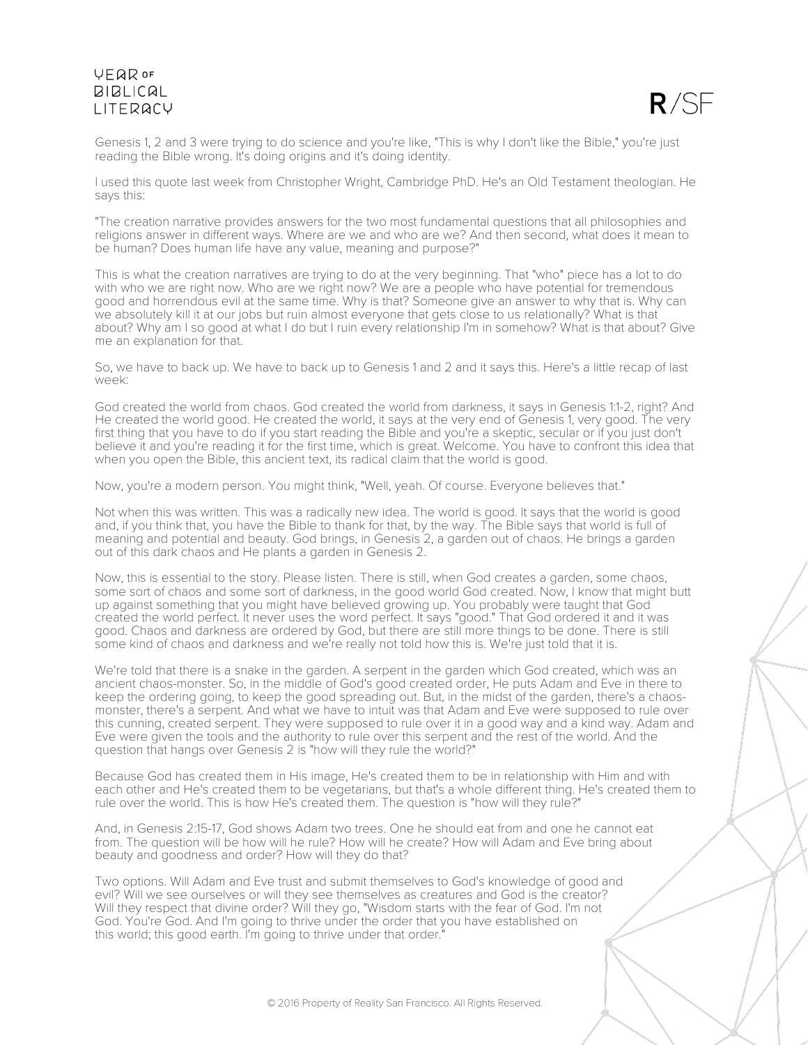Genesis 1, 2 and 3 were trying to do science and you're like, "This is why I don't like the Bible," you're just reading the Bible wrong. It's doing origins and it's doing identity.

I used this quote last week from Christopher Wright, Cambridge PhD. He's an Old Testament theologian. He says this:

"The creation narrative provides answers for the two most fundamental questions that all philosophies and religions answer in different ways. Where are we and who are we? And then second, what does it mean to be human? Does human life have any value, meaning and purpose?"

This is what the creation narratives are trying to do at the very beginning. That "who" piece has a lot to do with who we are right now. Who are we right now? We are a people who have potential for tremendous good and horrendous evil at the same time. Why is that? Someone give an answer to why that is. Why can we absolutely kill it at our jobs but ruin almost everyone that gets close to us relationally? What is that about? Why am I so good at what I do but I ruin every relationship I'm in somehow? What is that about? Give me an explanation for that.

So, we have to back up. We have to back up to Genesis 1 and 2 and it says this. Here's a little recap of last week:

God created the world from chaos. God created the world from darkness, it says in Genesis 1:1-2, right? And He created the world good. He created the world, it says at the very end of Genesis 1, very good. The very first thing that you have to do if you start reading the Bible and you're a skeptic, secular or if you just don't believe it and you're reading it for the first time, which is great. Welcome. You have to confront this idea that when you open the Bible, this ancient text, its radical claim that the world is good.

Now, you're a modern person. You might think, "Well, yeah. Of course. Everyone believes that."

Not when this was written. This was a radically new idea. The world is good. It says that the world is good and, if you think that, you have the Bible to thank for that, by the way. The Bible says that world is full of meaning and potential and beauty. God brings, in Genesis 2, a garden out of chaos. He brings a garden out of this dark chaos and He plants a garden in Genesis 2.

Now, this is essential to the story. Please listen. There is still, when God creates a garden, some chaos, some sort of chaos and some sort of darkness, in the good world God created. Now, I know that might butt up against something that you might have believed growing up. You probably were taught that God created the world perfect. It never uses the word perfect. It says "good." That God ordered it and it was good. Chaos and darkness are ordered by God, but there are still more things to be done. There is still some kind of chaos and darkness and we're really not told how this is. We're just told that it is.

We're told that there is a snake in the garden. A serpent in the garden which God created, which was an ancient chaos-monster. So, in the middle of God's good created order, He puts Adam and Eve in there to keep the ordering going, to keep the good spreading out. But, in the midst of the garden, there's a chaos-monster, there's a serpent. And what we have to intuit was that Adam and Eve were supposed to rule over this cunning, created serpent. They were supposed to rule over it in a good way and a kind way. Adam and Eve were given the tools and the authority to rule over this serpent and the rest of the world. And the question that hangs over Genesis 2 is "how will they rule the world?"

Because God has created them in His image, He's created them to be in relationship with Him and with each other and He's created them to be vegetarians, but that's a whole different thing. He's created them to rule over the world. This is how He's created them. The question is "how will they rule?"

And, in Genesis 2:15-17, God shows Adam two trees. One he should eat from and one he cannot eat from. The question will be how will he rule? How will he create? How will Adam and Eve bring about beauty and goodness and order? How will they do that?

Two options. Will Adam and Eve trust and submit themselves to God's knowledge of good and evil? Will we see ourselves or will they see themselves as creatures and God is the creator? Will they respect that divine order? Will they go, "Wisdom starts with the fear of God. I'm not God. You're God. And I'm going to thrive under the order that you have established on this world; this good earth. I'm going to thrive under that order."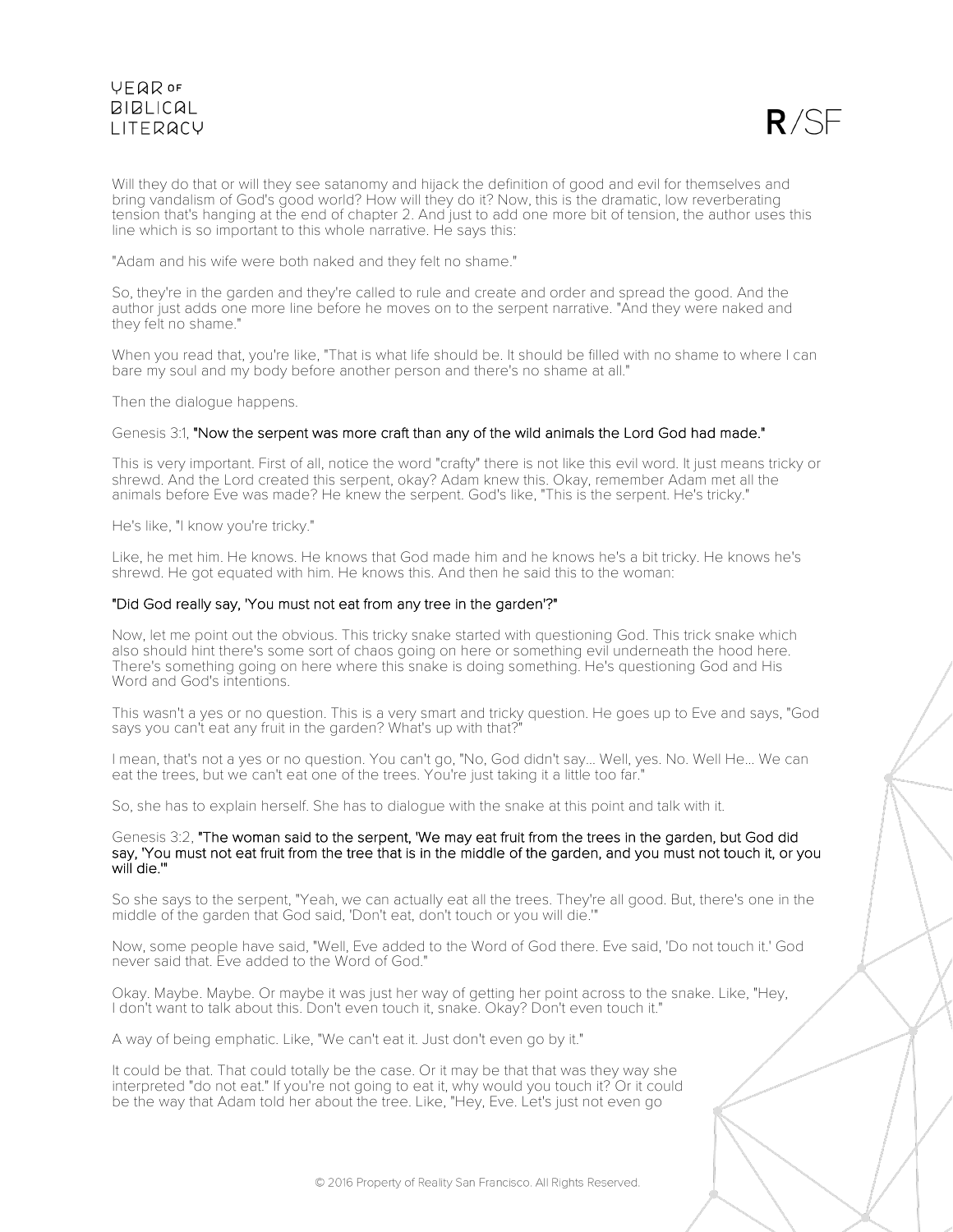Will they do that or will they see satanomy and hijack the definition of good and evil for themselves and bring vandalism of God's good world? How will they do it? Now, this is the dramatic, low reverberating tension that's hanging at the end of chapter 2. And just to add one more bit of tension, the author uses this line which is so important to this whole narrative. He says this:

"Adam and his wife were both naked and they felt no shame."

So, they're in the garden and they're called to rule and create and order and spread the good. And the author just adds one more line before he moves on to the serpent narrative. "And they were naked and they felt no shame."

When you read that, you're like, "That is what life should be. It should be filled with no shame to where I can bare my soul and my body before another person and there's no shame at all."

Then the dialogue happens.

Genesis 3:1, **"Now the serpent was more craft than any of the wild animals the Lord God had made."**

This is very important. First of all, notice the word "crafty" there is not like this evil word. It just means tricky or shrewd. And the Lord created this serpent, okay? Adam knew this. Okay, remember Adam met all the animals before Eve was made? He knew the serpent. God's like, "This is the serpent. He's tricky."

He's like, "I know you're tricky."

Like, he met him. He knows. He knows that God made him and he knows he's a bit tricky. He knows he's shrewd. He got equated with him. He knows this. And then he said this to the woman:

**"Did God really say, 'You must not eat from any tree in the garden'?"**

Now, let me point out the obvious. This tricky snake started with questioning God. This trick snake which also should hint there's some sort of chaos going on here or something evil underneath the hood here. There's something going on here where this snake is doing something. He's questioning God and His Word and God's intentions.

This wasn't a yes or no question. This is a very smart and tricky question. He goes up to Eve and says, "God says you can't eat any fruit in the garden? What's up with that?"

I mean, that's not a yes or no question. You can't go, "No, God didn't say... Well, yes. No. Well He... We can eat the trees, but we can't eat one of the trees. You're just taking it a little too far."

So, she has to explain herself. She has to dialogue with the snake at this point and talk with it.

Genesis 3:2, **"The woman said to the serpent, 'We may eat fruit from the trees in the garden, but God did say, 'You must not eat fruit from the tree that is in the middle of the garden, and you must not touch it, or you will die.'"**

So she says to the serpent, "Yeah, we can actually eat all the trees. They're all good. But, there's one in the middle of the garden that God said, 'Don't eat, don't touch or you will die.'"

Now, some people have said, "Well, Eve added to the Word of God there. Eve said, 'Do not touch it.' God never said that. Eve added to the Word of God."

Okay. Maybe. Maybe. Or maybe it was just her way of getting her point across to the snake. Like, "Hey, I don't want to talk about this. Don't even touch it, snake. Okay? Don't even touch it."

A way of being emphatic. Like, "We can't eat it. Just don't even go by it."

It could be that. That could totally be the case. Or it may be that that was they way she interpreted "do not eat." If you're not going to eat it, why would you touch it? Or it could be the way that Adam told her about the tree. Like, "Hey, Eve. Let's just not even go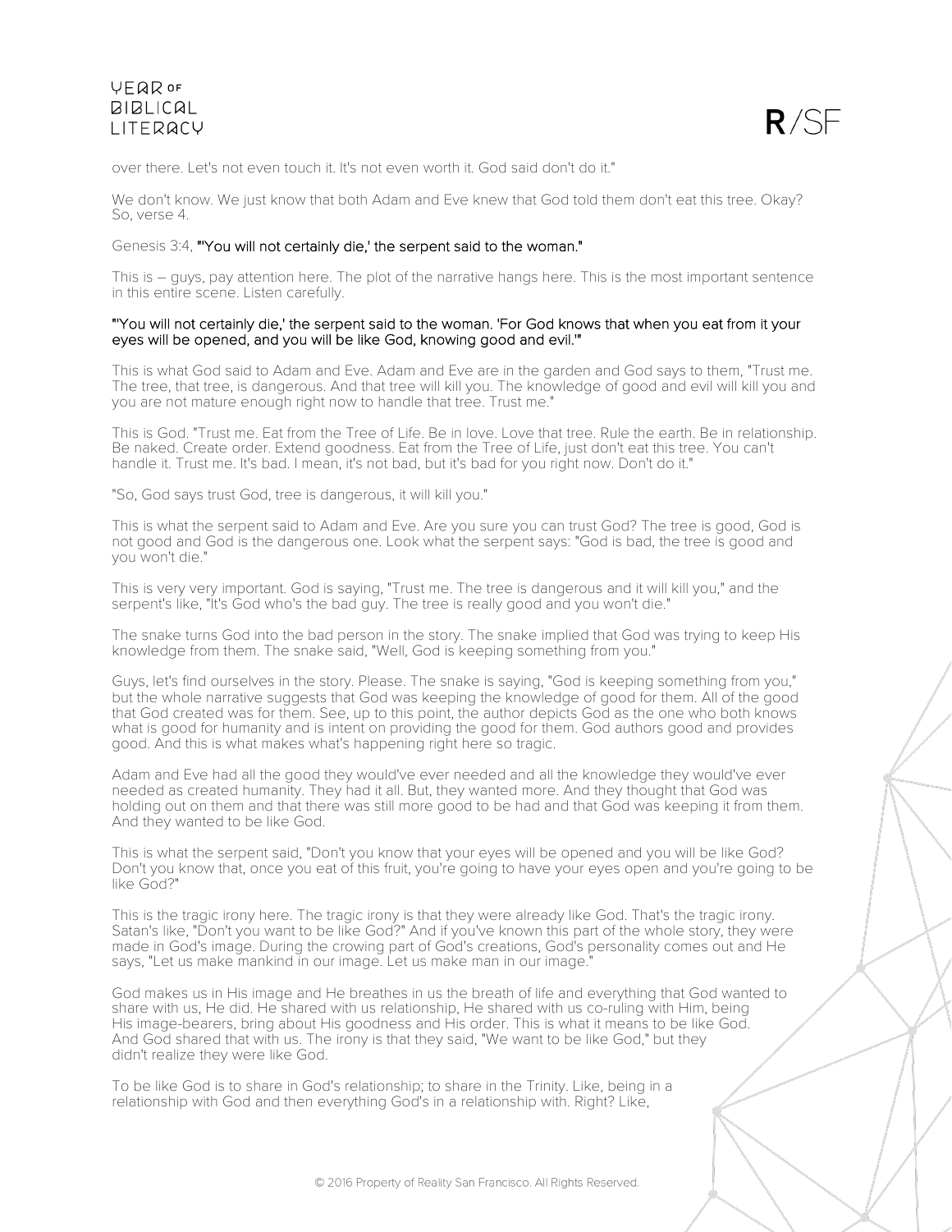over there. Let's not even touch it. It's not even worth it. God said don't do it."

We don't know. We just know that both Adam and Eve knew that God told them don't eat this tree. Okay? So, verse 4.

Genesis 3:4, **"'You will not certainly die,' the serpent said to the woman."**

This is – guys, pay attention here. The plot of the narrative hangs here. This is the most important sentence in this entire scene. Listen carefully.

**"'You will not certainly die,' the serpent said to the woman. 'For God knows that when you eat from it your eyes will be opened, and you will be like God, knowing good and evil.'"**

This is what God said to Adam and Eve. Adam and Eve are in the garden and God says to them, "Trust me. The tree, that tree, is dangerous. And that tree will kill you. The knowledge of good and evil will kill you and you are not mature enough right now to handle that tree. Trust me."

This is God. "Trust me. Eat from the Tree of Life. Be in love. Love that tree. Rule the earth. Be in relationship. Be naked. Create order. Extend goodness. Eat from the Tree of Life, just don't eat this tree. You can't handle it. Trust me. It's bad. I mean, it's not bad, but it's bad for you right now. Don't do it."

"So, God says trust God, tree is dangerous, it will kill you."

This is what the serpent said to Adam and Eve. Are you sure you can trust God? The tree is good, God is not good and God is the dangerous one. Look what the serpent says: "God is bad, the tree is good and you won't die."

This is very very important. God is saying, "Trust me. The tree is dangerous and it will kill you," and the serpent's like, "It's God who's the bad guy. The tree is really good and you won't die."

The snake turns God into the bad person in the story. The snake implied that God was trying to keep His knowledge from them. The snake said, "Well, God is keeping something from you."

Guys, let's find ourselves in the story. Please. The snake is saying, "God is keeping something from you," but the whole narrative suggests that God was keeping the knowledge of good for them. All of the good that God created was for them. See, up to this point, the author depicts God as the one who both knows what is good for humanity and is intent on providing the good for them. God authors good and provides good. And this is what makes what's happening right here so tragic.

Adam and Eve had all the good they would've ever needed and all the knowledge they would've ever needed as created humanity. They had it all. But, they wanted more. And they thought that God was holding out on them and that there was still more good to be had and that God was keeping it from them. And they wanted to be like God.

This is what the serpent said, "Don't you know that your eyes will be opened and you will be like God? Don't you know that, once you eat of this fruit, you're going to have your eyes open and you're going to be like God?"

This is the tragic irony here. The tragic irony is that they were already like God. That's the tragic irony. Satan's like, "Don't you want to be like God?" And if you've known this part of the whole story, they were made in God's image. During the crowing part of God's creations, God's personality comes out and He says, "Let us make mankind in our image. Let us make man in our image."

God makes us in His image and He breathes in us the breath of life and everything that God wanted to share with us, He did. He shared with us relationship, He shared with us co-ruling with Him, being His image-bearers, bring about His goodness and His order. This is what it means to be like God. And God shared that with us. The irony is that they said, "We want to be like God," but they didn't realize they were like God.

To be like God is to share in God's relationship; to share in the Trinity. Like, being in a relationship with God and then everything God's in a relationship with. Right? Like,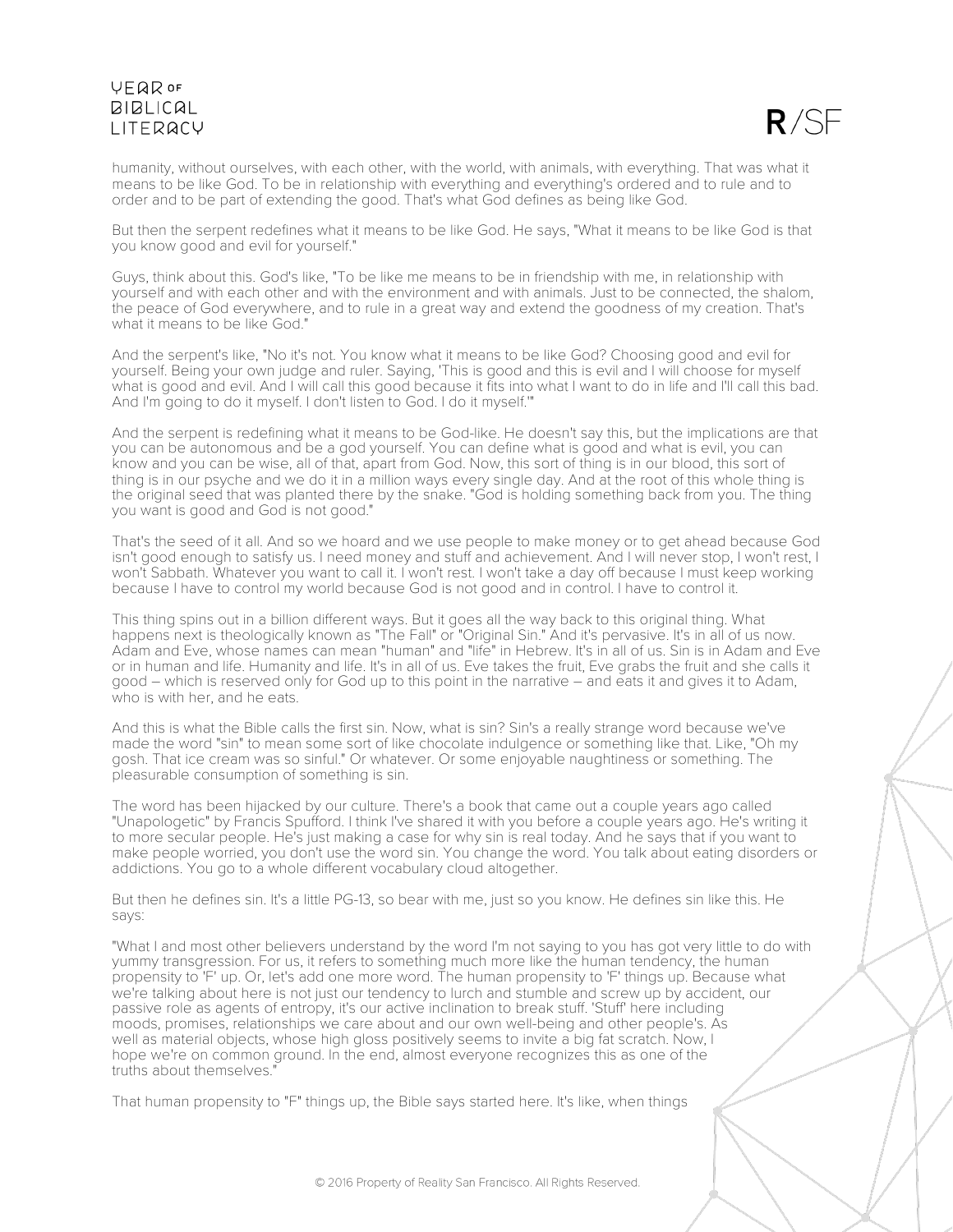humanity, without ourselves, with each other, with the world, with animals, with everything. That was what it means to be like God. To be in relationship with everything and everything's ordered and to rule and to order and to be part of extending the good. That's what God defines as being like God.

But then the serpent redefines what it means to be like God. He says, "What it means to be like God is that you know good and evil for yourself."

Guys, think about this. God's like, "To be like me means to be in friendship with me, in relationship with yourself and with each other and with the environment and with animals. Just to be connected, the shalom, the peace of God everywhere, and to rule in a great way and extend the goodness of my creation. That's what it means to be like God."

And the serpent's like, "No it's not. You know what it means to be like God? Choosing good and evil for yourself. Being your own judge and ruler. Saying, 'This is good and this is evil and I will choose for myself what is good and evil. And I will call this good because it fits into what I want to do in life and I'll call this bad. And I'm going to do it myself. I don't listen to God. I do it myself.'"

And the serpent is redefining what it means to be God-like. He doesn't say this, but the implications are that you can be autonomous and be a god yourself. You can define what is good and what is evil, you can know and you can be wise, all of that, apart from God. Now, this sort of thing is in our blood, this sort of thing is in our psyche and we do it in a million ways every single day. And at the root of this whole thing is the original seed that was planted there by the snake. "God is holding something back from you. The thing you want is good and God is not good."

That's the seed of it all. And so we hoard and we use people to make money or to get ahead because God isn't good enough to satisfy us. I need money and stuff and achievement. And I will never stop, I won't rest, I won't Sabbath. Whatever you want to call it. I won't rest. I won't take a day off because I must keep working because I have to control my world because God is not good and in control. I have to control it.

This thing spins out in a billion different ways. But it goes all the way back to this original thing. What happens next is theologically known as "The Fall" or "Original Sin." And it's pervasive. It's in all of us now. Adam and Eve, whose names can mean "human" and "life" in Hebrew. It's in all of us. Sin is in Adam and Eve or in human and life. Humanity and life. It's in all of us. Eve takes the fruit, Eve grabs the fruit and she calls it good – which is reserved only for God up to this point in the narrative – and eats it and gives it to Adam, who is with her, and he eats.

And this is what the Bible calls the first sin. Now, what is sin? Sin's a really strange word because we've made the word "sin" to mean some sort of like chocolate indulgence or something like that. Like, "Oh my gosh. That ice cream was so sinful." Or whatever. Or some enjoyable naughtiness or something. The pleasurable consumption of something is sin.

The word has been hijacked by our culture. There's a book that came out a couple years ago called "Unapologetic" by Francis Spufford. I think I've shared it with you before a couple years ago. He's writing it to more secular people. He's just making a case for why sin is real today. And he says that if you want to make people worried, you don't use the word sin. You change the word. You talk about eating disorders or addictions. You go to a whole different vocabulary cloud altogether.

But then he defines sin. It's a little PG-13, so bear with me, just so you know. He defines sin like this. He says:

"What I and most other believers understand by the word I'm not saying to you has got very little to do with yummy transgression. For us, it refers to something much more like the human tendency, the human propensity to 'F' up. Or, let's add one more word. The human propensity to 'F' things up. Because what we're talking about here is not just our tendency to lurch and stumble and screw up by accident, our passive role as agents of entropy, it's our active inclination to break stuff. 'Stuff' here including moods, promises, relationships we care about and our own well-being and other people's. As well as material objects, whose high gloss positively seems to invite a big fat scratch. Now, I hope we're on common ground. In the end, almost everyone recognizes this as one of the truths about themselves."

That human propensity to "F" things up, the Bible says started here. It's like, when things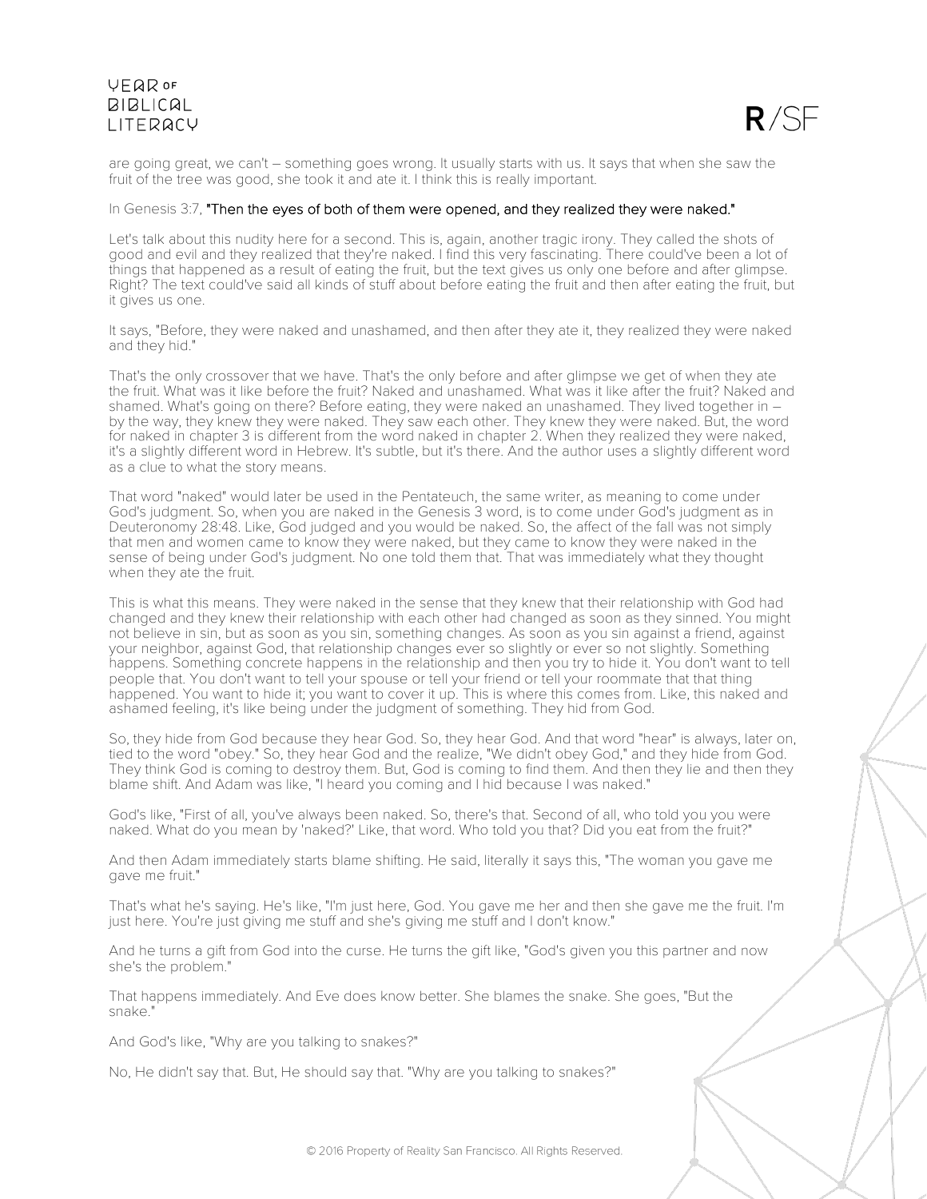are going great, we can't – something goes wrong. It usually starts with us. It says that when she saw the fruit of the tree was good, she took it and ate it. I think this is really important.

In Genesis 3:7, **"Then the eyes of both of them were opened, and they realized they were naked."**

Let's talk about this nudity here for a second. This is, again, another tragic irony. They called the shots of good and evil and they realized that they're naked. I find this very fascinating. There could've been a lot of things that happened as a result of eating the fruit, but the text gives us only one before and after glimpse. Right? The text could've said all kinds of stuff about before eating the fruit and then after eating the fruit, but it gives us one.

It says, "Before, they were naked and unashamed, and then after they ate it, they realized they were naked and they hid."

That's the only crossover that we have. That's the only before and after glimpse we get of when they ate the fruit. What was it like before the fruit? Naked and unashamed. What was it like after the fruit? Naked and shamed. What's going on there? Before eating, they were naked an unashamed. They lived together in – by the way, they knew they were naked. They saw each other. They knew they were naked. But, the word for naked in chapter 3 is different from the word naked in chapter 2. When they realized they were naked, it's a slightly different word in Hebrew. It's subtle, but it's there. And the author uses a slightly different word as a clue to what the story means.

That word "naked" would later be used in the Pentateuch, the same writer, as meaning to come under God's judgment. So, when you are naked in the Genesis 3 word, is to come under God's judgment as in Deuteronomy 28:48. Like, God judged and you would be naked. So, the affect of the fall was not simply that men and women came to know they were naked, but they came to know they were naked in the sense of being under God's judgment. No one told them that. That was immediately what they thought when they ate the fruit.

This is what this means. They were naked in the sense that they knew that their relationship with God had changed and they knew their relationship with each other had changed as soon as they sinned. You might not believe in sin, but as soon as you sin, something changes. As soon as you sin against a friend, against your neighbor, against God, that relationship changes ever so slightly or ever so not slightly. Something happens. Something concrete happens in the relationship and then you try to hide it. You don't want to tell people that. You don't want to tell your spouse or tell your friend or tell your roommate that that thing happened. You want to hide it; you want to cover it up. This is where this comes from. Like, this naked and ashamed feeling, it's like being under the judgment of something. They hid from God.

So, they hide from God because they hear God. So, they hear God. And that word "hear" is always, later on, tied to the word "obey." So, they hear God and the realize, "We didn't obey God," and they hide from God. They think God is coming to destroy them. But, God is coming to find them. And then they lie and then they blame shift. And Adam was like, "I heard you coming and I hid because I was naked."

God's like, "First of all, you've always been naked. So, there's that. Second of all, who told you you were naked. What do you mean by 'naked?' Like, that word. Who told you that? Did you eat from the fruit?"

And then Adam immediately starts blame shifting. He said, literally it says this, "The woman you gave me gave me fruit."

That's what he's saying. He's like, "I'm just here, God. You gave me her and then she gave me the fruit. I'm just here. You're just giving me stuff and she's giving me stuff and I don't know."

And he turns a gift from God into the curse. He turns the gift like, "God's given you this partner and now she's the problem."

That happens immediately. And Eve does know better. She blames the snake. She goes, "But the snake."

And God's like, "Why are you talking to snakes?"

No, He didn't say that. But, He should say that. "Why are you talking to snakes?"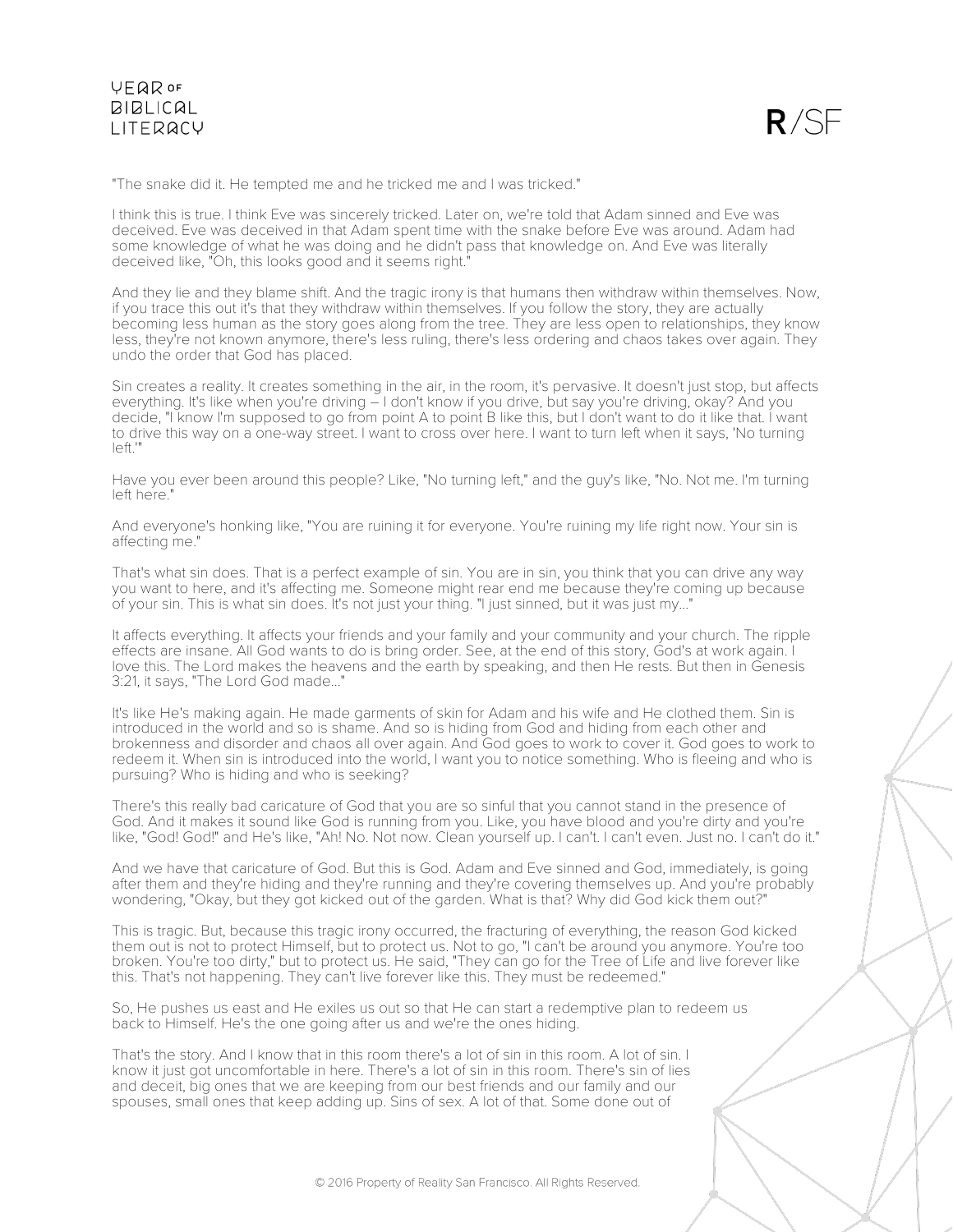"The snake did it. He tempted me and he tricked me and I was tricked."

I think this is true. I think Eve was sincerely tricked. Later on, we're told that Adam sinned and Eve was deceived. Eve was deceived in that Adam spent time with the snake before Eve was around. Adam had some knowledge of what he was doing and he didn't pass that knowledge on. And Eve was literally deceived like, "Oh, this looks good and it seems right."

And they lie and they blame shift. And the tragic irony is that humans then withdraw within themselves. Now, if you trace this out it's that they withdraw within themselves. If you follow the story, they are actually becoming less human as the story goes along from the tree. They are less open to relationships, they know less, they're not known anymore, there's less ruling, there's less ordering and chaos takes over again. They undo the order that God has placed.

Sin creates a reality. It creates something in the air, in the room, it's pervasive. It doesn't just stop, but affects everything. It's like when you're driving – I don't know if you drive, but say you're driving, okay? And you decide, "I know I'm supposed to go from point A to point B like this, but I don't want to do it like that. I want to drive this way on a one-way street. I want to cross over here. I want to turn left when it says, 'No turning left.'"

Have you ever been around this people? Like, "No turning left," and the guy's like, "No. Not me. I'm turning left here."

And everyone's honking like, "You are ruining it for everyone. You're ruining my life right now. Your sin is affecting me."

That's what sin does. That is a perfect example of sin. You are in sin, you think that you can drive any way you want to here, and it's affecting me. Someone might rear end me because they're coming up because of your sin. This is what sin does. It's not just your thing. "I just sinned, but it was just my..."

It affects everything. It affects your friends and your family and your community and your church. The ripple effects are insane. All God wants to do is bring order. See, at the end of this story, God's at work again. I love this. The Lord makes the heavens and the earth by speaking, and then He rests. But then in Genesis 3:21, it says, "The Lord God made..."

It's like He's making again. He made garments of skin for Adam and his wife and He clothed them. Sin is introduced in the world and so is shame. And so is hiding from God and hiding from each other and brokenness and disorder and chaos all over again. And God goes to work to cover it. God goes to work to redeem it. When sin is introduced into the world, I want you to notice something. Who is fleeing and who is pursuing? Who is hiding and who is seeking?

There's this really bad caricature of God that you are so sinful that you cannot stand in the presence of God. And it makes it sound like God is running from you. Like, you have blood and you're dirty and you're like, "God! God!" and He's like, "Ah! No. Not now. Clean yourself up. I can't. I can't even. Just no. I can't do it."

And we have that caricature of God. But this is God. Adam and Eve sinned and God, immediately, is going after them and they're hiding and they're running and they're covering themselves up. And you're probably wondering, "Okay, but they got kicked out of the garden. What is that? Why did God kick them out?"

This is tragic. But, because this tragic irony occurred, the fracturing of everything, the reason God kicked them out is not to protect Himself, but to protect us. Not to go, "I can't be around you anymore. You're too broken. You're too dirty," but to protect us. He said, "They can go for the Tree of Life and live forever like this. That's not happening. They can't live forever like this. They must be redeemed."

So, He pushes us east and He exiles us out so that He can start a redemptive plan to redeem us back to Himself. He's the one going after us and we're the ones hiding.

That's the story. And I know that in this room there's a lot of sin in this room. A lot of sin. I know it just got uncomfortable in here. There's a lot of sin in this room. There's sin of lies and deceit, big ones that we are keeping from our best friends and our family and our spouses, small ones that keep adding up. Sins of sex. A lot of that. Some done out of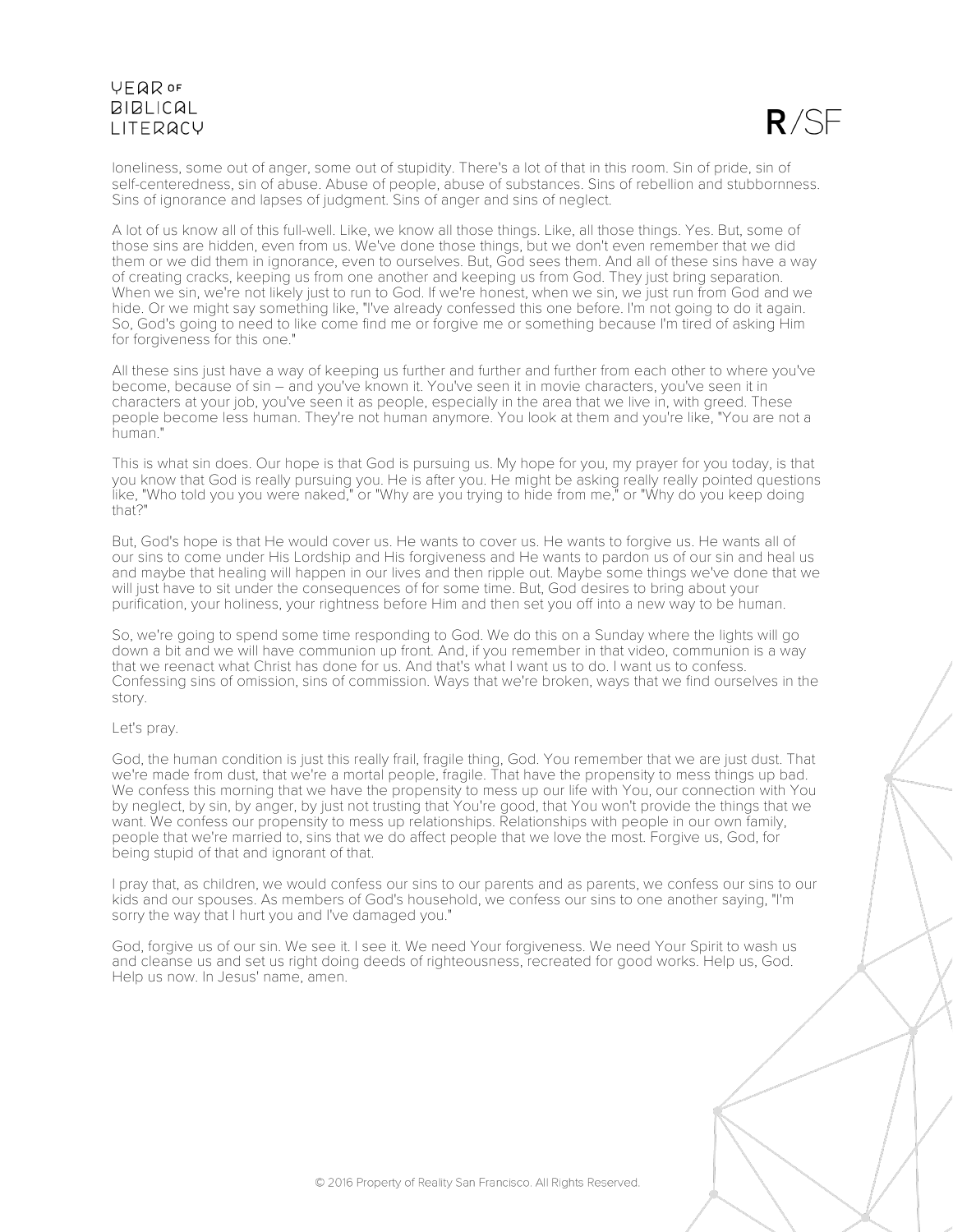loneliness, some out of anger, some out of stupidity. There's a lot of that in this room. Sin of pride, sin of self-centeredness, sin of abuse. Abuse of people, abuse of substances. Sins of rebellion and stubbornness. Sins of ignorance and lapses of judgment. Sins of anger and sins of neglect.

A lot of us know all of this full-well. Like, we know all those things. Like, all those things. Yes. But, some of those sins are hidden, even from us. We've done those things, but we don't even remember that we did them or we did them in ignorance, even to ourselves. But, God sees them. And all of these sins have a way of creating cracks, keeping us from one another and keeping us from God. They just bring separation. When we sin, we're not likely just to run to God. If we're honest, when we sin, we just run from God and we hide. Or we might say something like, "I've already confessed this one before. I'm not going to do it again. So, God's going to need to like come find me or forgive me or something because I'm tired of asking Him for forgiveness for this one."

All these sins just have a way of keeping us further and further and further from each other to where you've become, because of sin – and you've known it. You've seen it in movie characters, you've seen it in characters at your job, you've seen it as people, especially in the area that we live in, with greed. These people become less human. They're not human anymore. You look at them and you're like, "You are not a human."

This is what sin does. Our hope is that God is pursuing us. My hope for you, my prayer for you today, is that you know that God is really pursuing you. He is after you. He might be asking really really pointed questions like, "Who told you you were naked," or "Why are you trying to hide from me," or "Why do you keep doing that?"

But, God's hope is that He would cover us. He wants to cover us. He wants to forgive us. He wants all of our sins to come under His Lordship and His forgiveness and He wants to pardon us of our sin and heal us and maybe that healing will happen in our lives and then ripple out. Maybe some things we've done that we will just have to sit under the consequences of for some time. But, God desires to bring about your purification, your holiness, your rightness before Him and then set you off into a new way to be human.

So, we're going to spend some time responding to God. We do this on a Sunday where the lights will go down a bit and we will have communion up front. And, if you remember in that video, communion is a way that we reenact what Christ has done for us. And that's what I want us to do. I want us to confess. Confessing sins of omission, sins of commission. Ways that we're broken, ways that we find ourselves in the story.

Let's pray.

God, the human condition is just this really frail, fragile thing, God. You remember that we are just dust. That we're made from dust, that we're a mortal people, fragile. That have the propensity to mess things up bad. We confess this morning that we have the propensity to mess up our life with You, our connection with You by neglect, by sin, by anger, by just not trusting that You're good, that You won't provide the things that we want. We confess our propensity to mess up relationships. Relationships with people in our own family, people that we're married to, sins that we do affect people that we love the most. Forgive us, God, for being stupid of that and ignorant of that.

I pray that, as children, we would confess our sins to our parents and as parents, we confess our sins to our kids and our spouses. As members of God's household, we confess our sins to one another saying, "I'm sorry the way that I hurt you and I've damaged you."

God, forgive us of our sin. We see it. I see it. We need Your forgiveness. We need Your Spirit to wash us and cleanse us and set us right doing deeds of righteousness, recreated for good works. Help us, God. Help us now. In Jesus' name, amen.